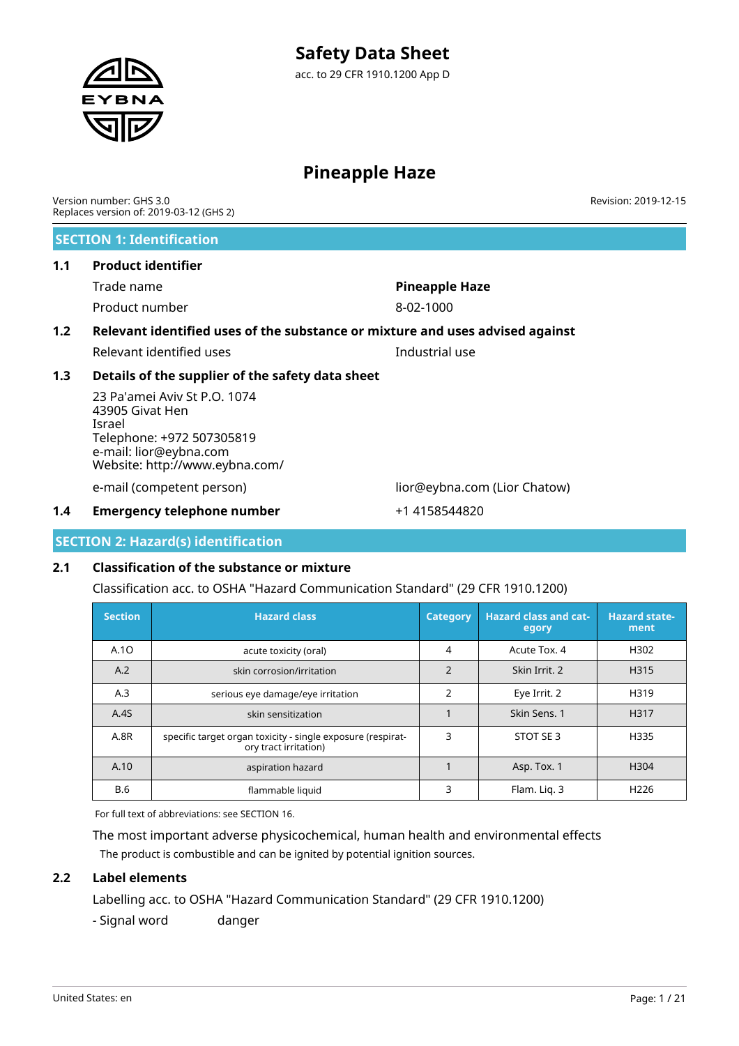# Safety Data Sheet

acc. to 29 CFR 1910.1200 App D

# Pineapple Haze

Version number: GHS 3.0
Replaces version of: 2019-03-12 (GHS 2)

Revision: 2019-12-15

## SECTION 1: Identification

### 1.1 Product identifier

Trade name **Pineapple Haze**

Product number 8-02-1000

### 1.2 Relevant identified uses of the substance or mixture and uses advised against

Relevant identified uses Industrial use

### 1.3 Details of the supplier of the safety data sheet

23 Pa'amei Aviv St P.O. 1074
43905 Givat Hen
Israel
Telephone: +972 507305819
e-mail: lior@eybna.com
Website: http://www.eybna.com/

e-mail (competent person) lior@eybna.com (Lior Chatow)

### 1.4 Emergency telephone number

+1 4158544820

## SECTION 2: Hazard(s) identification

### 2.1 Classification of the substance or mixture

Classification acc. to OSHA "Hazard Communication Standard" (29 CFR 1910.1200)

| Section | Hazard class | Category | Hazard class and category | Hazard statement |
|---|---|---|---|---|
| A.1O | acute toxicity (oral) | 4 | Acute Tox. 4 | H302 |
| A.2 | skin corrosion/irritation | 2 | Skin Irrit. 2 | H315 |
| A.3 | serious eye damage/eye irritation | 2 | Eye Irrit. 2 | H319 |
| A.4S | skin sensitization | 1 | Skin Sens. 1 | H317 |
| A.8R | specific target organ toxicity - single exposure (respiratory tract irritation) | 3 | STOT SE 3 | H335 |
| A.10 | aspiration hazard | 1 | Asp. Tox. 1 | H304 |
| B.6 | flammable liquid | 3 | Flam. Liq. 3 | H226 |

For full text of abbreviations: see SECTION 16.

The most important adverse physicochemical, human health and environmental effects

The product is combustible and can be ignited by potential ignition sources.

### 2.2 Label elements

Labelling acc. to OSHA "Hazard Communication Standard" (29 CFR 1910.1200)

- Signal word danger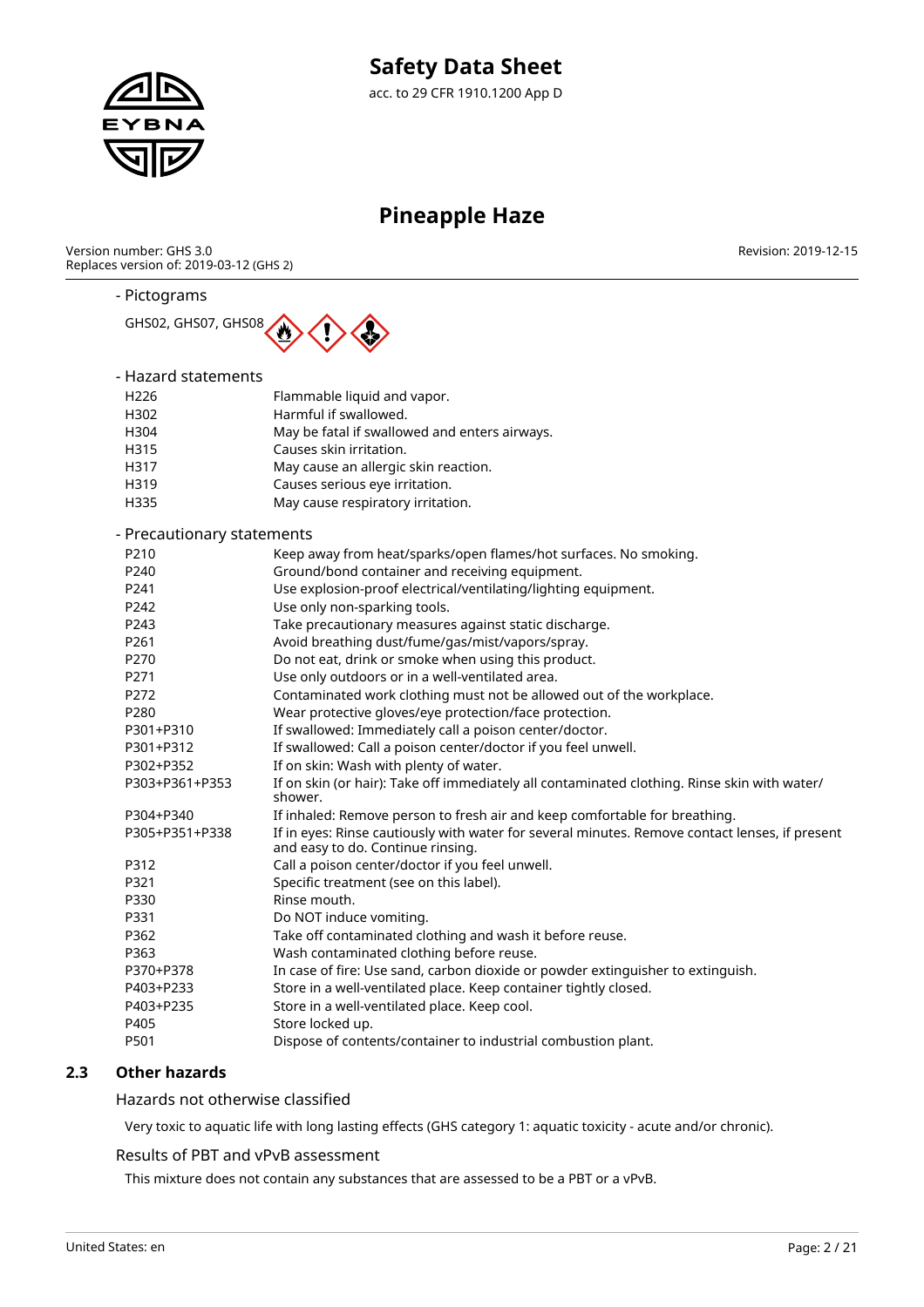- Pictograms

GHS02, GHS07, GHS08

- Hazard statements

| | |
|---|---|
| H226 | Flammable liquid and vapor. |
| H302 | Harmful if swallowed. |
| H304 | May be fatal if swallowed and enters airways. |
| H315 | Causes skin irritation. |
| H317 | May cause an allergic skin reaction. |
| H319 | Causes serious eye irritation. |
| H335 | May cause respiratory irritation. |

- Precautionary statements

| | |
|---|---|
| P210 | Keep away from heat/sparks/open flames/hot surfaces. No smoking. |
| P240 | Ground/bond container and receiving equipment. |
| P241 | Use explosion-proof electrical/ventilating/lighting equipment. |
| P242 | Use only non-sparking tools. |
| P243 | Take precautionary measures against static discharge. |
| P261 | Avoid breathing dust/fume/gas/mist/vapors/spray. |
| P270 | Do not eat, drink or smoke when using this product. |
| P271 | Use only outdoors or in a well-ventilated area. |
| P272 | Contaminated work clothing must not be allowed out of the workplace. |
| P280 | Wear protective gloves/eye protection/face protection. |
| P301+P310 | If swallowed: Immediately call a poison center/doctor. |
| P301+P312 | If swallowed: Call a poison center/doctor if you feel unwell. |
| P302+P352 | If on skin: Wash with plenty of water. |
| P303+P361+P353 | If on skin (or hair): Take off immediately all contaminated clothing. Rinse skin with water/shower. |
| P304+P340 | If inhaled: Remove person to fresh air and keep comfortable for breathing. |
| P305+P351+P338 | If in eyes: Rinse cautiously with water for several minutes. Remove contact lenses, if present and easy to do. Continue rinsing. |
| P312 | Call a poison center/doctor if you feel unwell. |
| P321 | Specific treatment (see on this label). |
| P330 | Rinse mouth. |
| P331 | Do NOT induce vomiting. |
| P362 | Take off contaminated clothing and wash it before reuse. |
| P363 | Wash contaminated clothing before reuse. |
| P370+P378 | In case of fire: Use sand, carbon dioxide or powder extinguisher to extinguish. |
| P403+P233 | Store in a well-ventilated place. Keep container tightly closed. |
| P403+P235 | Store in a well-ventilated place. Keep cool. |
| P405 | Store locked up. |
| P501 | Dispose of contents/container to industrial combustion plant. |

## 2.3 Other hazards

### Hazards not otherwise classified

Very toxic to aquatic life with long lasting effects (GHS category 1: aquatic toxicity - acute and/or chronic).

### Results of PBT and vPvB assessment

This mixture does not contain any substances that are assessed to be a PBT or a vPvB.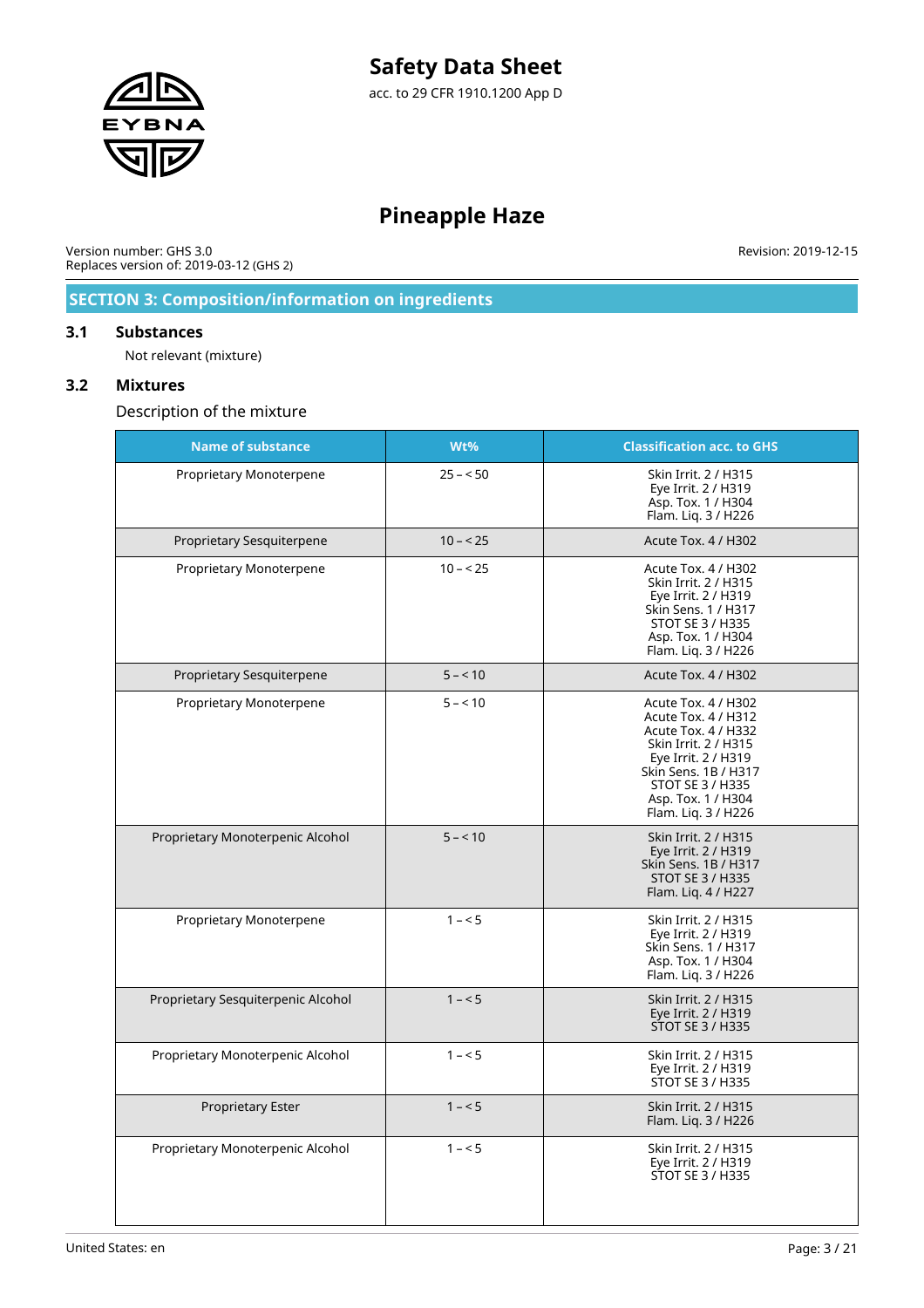## SECTION 3: Composition/information on ingredients

### 3.1 Substances

Not relevant (mixture)

### 3.2 Mixtures

Description of the mixture

| Name of substance | Wt% | Classification acc. to GHS |
|---|---|---|
| Proprietary Monoterpene | 25 – < 50 | Skin Irrit. 2 / H315<br>Eye Irrit. 2 / H319<br>Asp. Tox. 1 / H304<br>Flam. Liq. 3 / H226 |
| Proprietary Sesquiterpene | 10 – < 25 | Acute Tox. 4 / H302 |
| Proprietary Monoterpene | 10 – < 25 | Acute Tox. 4 / H302<br>Skin Irrit. 2 / H315<br>Eye Irrit. 2 / H319<br>Skin Sens. 1 / H317<br>STOT SE 3 / H335<br>Asp. Tox. 1 / H304<br>Flam. Liq. 3 / H226 |
| Proprietary Sesquiterpene | 5 – < 10 | Acute Tox. 4 / H302 |
| Proprietary Monoterpene | 5 – < 10 | Acute Tox. 4 / H302<br>Acute Tox. 4 / H312<br>Acute Tox. 4 / H332<br>Skin Irrit. 2 / H315<br>Eye Irrit. 2 / H319<br>Skin Sens. 1B / H317<br>STOT SE 3 / H335<br>Asp. Tox. 1 / H304<br>Flam. Liq. 3 / H226 |
| Proprietary Monoterpenic Alcohol | 5 – < 10 | Skin Irrit. 2 / H315<br>Eye Irrit. 2 / H319<br>Skin Sens. 1B / H317<br>STOT SE 3 / H335<br>Flam. Liq. 4 / H227 |
| Proprietary Monoterpene | 1 – < 5 | Skin Irrit. 2 / H315<br>Eye Irrit. 2 / H319<br>Skin Sens. 1 / H317<br>Asp. Tox. 1 / H304<br>Flam. Liq. 3 / H226 |
| Proprietary Sesquiterpenic Alcohol | 1 – < 5 | Skin Irrit. 2 / H315<br>Eye Irrit. 2 / H319<br>STOT SE 3 / H335 |
| Proprietary Monoterpenic Alcohol | 1 – < 5 | Skin Irrit. 2 / H315<br>Eye Irrit. 2 / H319<br>STOT SE 3 / H335 |
| Proprietary Ester | 1 – < 5 | Skin Irrit. 2 / H315<br>Flam. Liq. 3 / H226 |
| Proprietary Monoterpenic Alcohol | 1 – < 5 | Skin Irrit. 2 / H315<br>Eye Irrit. 2 / H319<br>STOT SE 3 / H335 |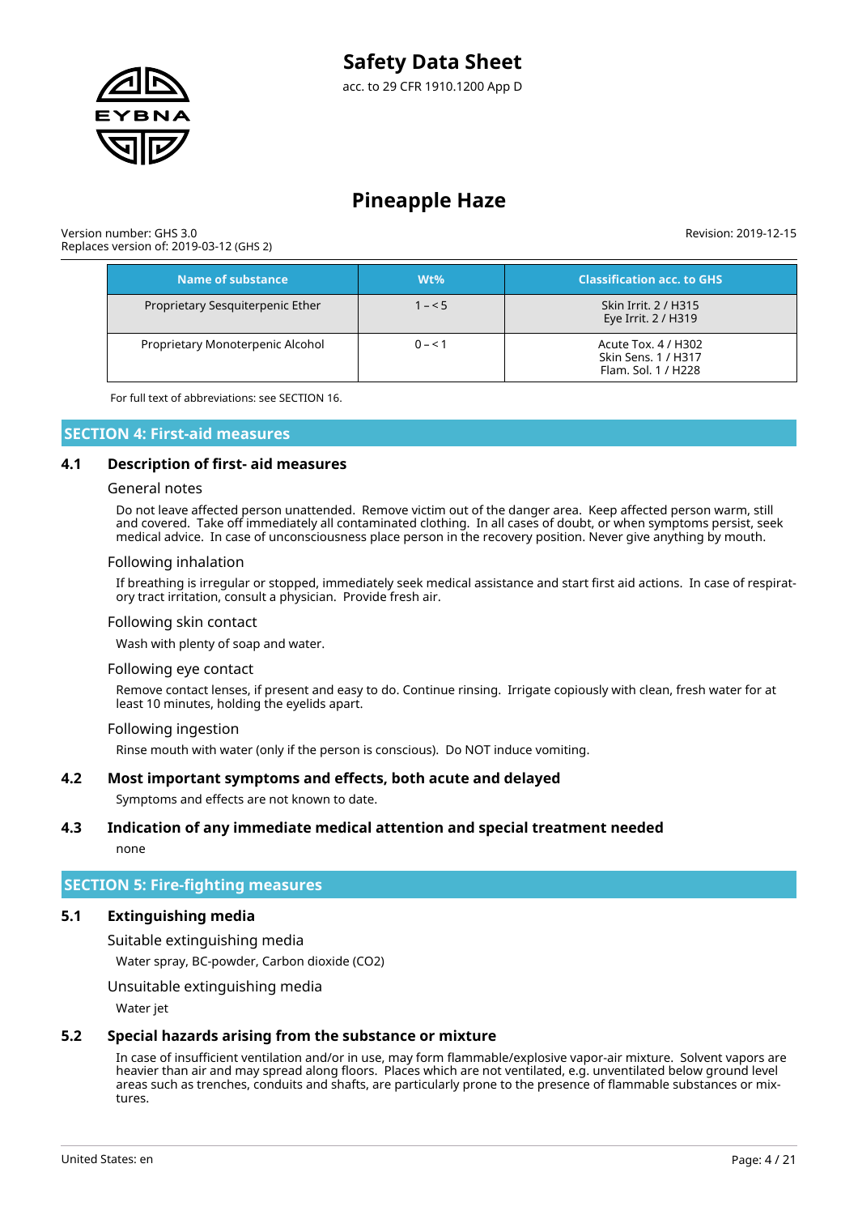| Name of substance | Wt% | Classification acc. to GHS |
|---|---|---|
| Proprietary Sesquiterpenic Ether | 1 – < 5 | Skin Irrit. 2 / H315<br>Eye Irrit. 2 / H319 |
| Proprietary Monoterpenic Alcohol | 0 – < 1 | Acute Tox. 4 / H302<br>Skin Sens. 1 / H317<br>Flam. Sol. 1 / H228 |

For full text of abbreviations: see SECTION 16.

## SECTION 4: First-aid measures

### 4.1 Description of first- aid measures

#### General notes

Do not leave affected person unattended. Remove victim out of the danger area. Keep affected person warm, still and covered. Take off immediately all contaminated clothing. In all cases of doubt, or when symptoms persist, seek medical advice. In case of unconsciousness place person in the recovery position. Never give anything by mouth.

#### Following inhalation

If breathing is irregular or stopped, immediately seek medical assistance and start first aid actions. In case of respiratory tract irritation, consult a physician. Provide fresh air.

#### Following skin contact

Wash with plenty of soap and water.

#### Following eye contact

Remove contact lenses, if present and easy to do. Continue rinsing. Irrigate copiously with clean, fresh water for at least 10 minutes, holding the eyelids apart.

#### Following ingestion

Rinse mouth with water (only if the person is conscious). Do NOT induce vomiting.

### 4.2 Most important symptoms and effects, both acute and delayed

Symptoms and effects are not known to date.

### 4.3 Indication of any immediate medical attention and special treatment needed

none

## SECTION 5: Fire-fighting measures

### 5.1 Extinguishing media

#### Suitable extinguishing media

Water spray, BC-powder, Carbon dioxide ($CO_2$)

#### Unsuitable extinguishing media

Water jet

### 5.2 Special hazards arising from the substance or mixture

In case of insufficient ventilation and/or in use, may form flammable/explosive vapor-air mixture. Solvent vapors are heavier than air and may spread along floors. Places which are not ventilated, e.g. unventilated below ground level areas such as trenches, conduits and shafts, are particularly prone to the presence of flammable substances or mixtures.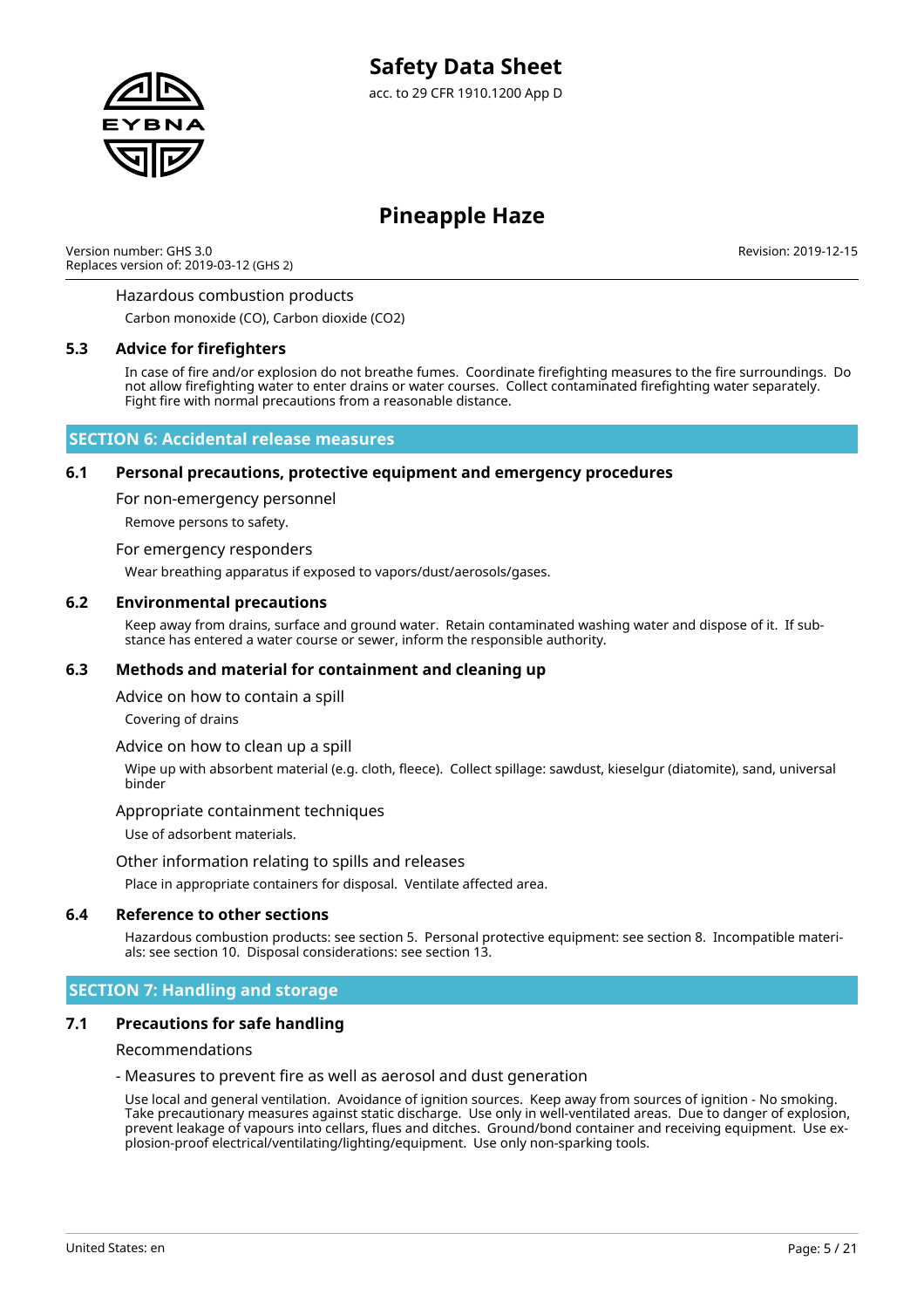Hazardous combustion products

Carbon monoxide (CO), Carbon dioxide ($CO_2$)

### 5.3 Advice for firefighters

In case of fire and/or explosion do not breathe fumes. Coordinate firefighting measures to the fire surroundings. Do not allow firefighting water to enter drains or water courses. Collect contaminated firefighting water separately. Fight fire with normal precautions from a reasonable distance.

## SECTION 6: Accidental release measures

### 6.1 Personal precautions, protective equipment and emergency procedures

For non-emergency personnel

Remove persons to safety.

For emergency responders

Wear breathing apparatus if exposed to vapors/dust/aerosols/gases.

### 6.2 Environmental precautions

Keep away from drains, surface and ground water. Retain contaminated washing water and dispose of it. If substance has entered a water course or sewer, inform the responsible authority.

### 6.3 Methods and material for containment and cleaning up

Advice on how to contain a spill

Covering of drains

Advice on how to clean up a spill

Wipe up with absorbent material (e.g. cloth, fleece). Collect spillage: sawdust, kieselgur (diatomite), sand, universal binder

Appropriate containment techniques

Use of adsorbent materials.

Other information relating to spills and releases

Place in appropriate containers for disposal. Ventilate affected area.

### 6.4 Reference to other sections

Hazardous combustion products: see section 5. Personal protective equipment: see section 8. Incompatible materials: see section 10. Disposal considerations: see section 13.

## SECTION 7: Handling and storage

### 7.1 Precautions for safe handling

Recommendations

- Measures to prevent fire as well as aerosol and dust generation

Use local and general ventilation. Avoidance of ignition sources. Keep away from sources of ignition - No smoking. Take precautionary measures against static discharge. Use only in well-ventilated areas. Due to danger of explosion, prevent leakage of vapours into cellars, flues and ditches. Ground/bond container and receiving equipment. Use explosion-proof electrical/ventilating/lighting/equipment. Use only non-sparking tools.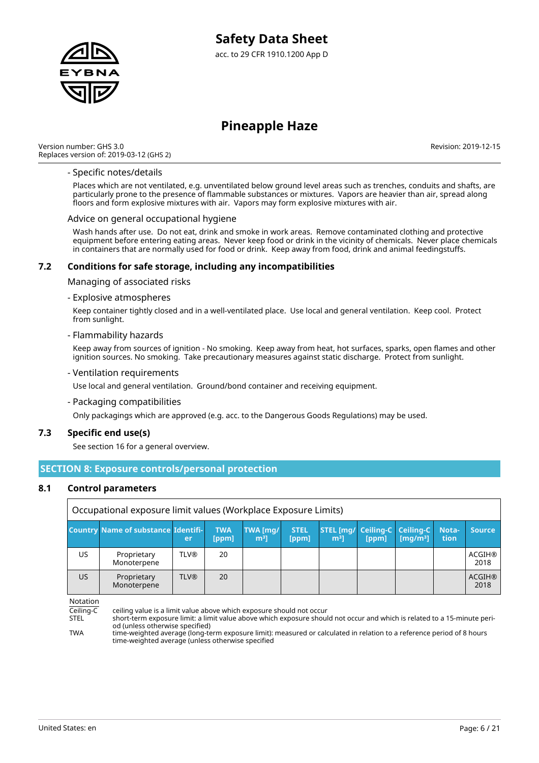- Specific notes/details

Places which are not ventilated, e.g. unventilated below ground level areas such as trenches, conduits and shafts, are particularly prone to the presence of flammable substances or mixtures. Vapors are heavier than air, spread along floors and form explosive mixtures with air. Vapors may form explosive mixtures with air.

Advice on general occupational hygiene

Wash hands after use. Do not eat, drink and smoke in work areas. Remove contaminated clothing and protective equipment before entering eating areas. Never keep food or drink in the vicinity of chemicals. Never place chemicals in containers that are normally used for food or drink. Keep away from food, drink and animal feedingstuffs.

### 7.2 Conditions for safe storage, including any incompatibilities

Managing of associated risks

- Explosive atmospheres

Keep container tightly closed and in a well-ventilated place. Use local and general ventilation. Keep cool. Protect from sunlight.

- Flammability hazards

Keep away from sources of ignition - No smoking. Keep away from heat, hot surfaces, sparks, open flames and other ignition sources. No smoking. Take precautionary measures against static discharge. Protect from sunlight.

- Ventilation requirements

Use local and general ventilation. Ground/bond container and receiving equipment.

- Packaging compatibilities

Only packagings which are approved (e.g. acc. to the Dangerous Goods Regulations) may be used.

### 7.3 Specific end use(s)

See section 16 for a general overview.

## SECTION 8: Exposure controls/personal protection

### 8.1 Control parameters

Occupational exposure limit values (Workplace Exposure Limits)

| Country | Name of substance | Identifier | TWA [ppm] | TWA [mg/m³] | STEL [ppm] | STEL [mg/m³] | Ceiling-C [ppm] | Ceiling-C [mg/m³] | Notation | Source |
|---|---|---|---|---|---|---|---|---|---|---|
| US | Proprietary Monoterpene | TLV® | 20 | | | | | | | ACGIH® 2018 |
| US | Proprietary Monoterpene | TLV® | 20 | | | | | | | ACGIH® 2018 |

Notation

Ceiling-C ceiling value is a limit value above which exposure should not occur

STEL short-term exposure limit: a limit value above which exposure should not occur and which is related to a 15-minute period (unless otherwise specified)

TWA time-weighted average (long-term exposure limit): measured or calculated in relation to a reference period of 8 hours time-weighted average (unless otherwise specified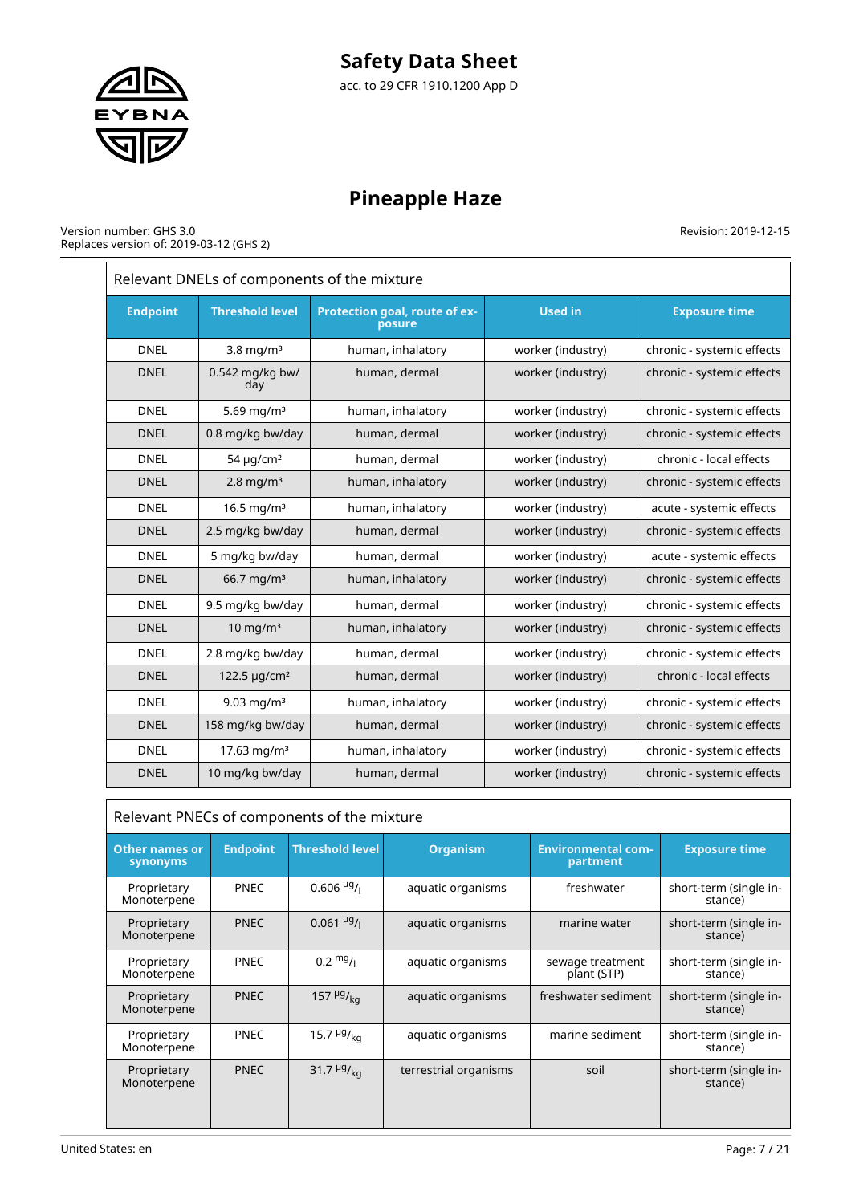| Relevant DNELs of components of the mixture | | | | |
|---|---|---|---|---|
| **Endpoint** | **Threshold level** | **Protection goal, route of exposure** | **Used in** | **Exposure time** |
| DNEL | 3.8 mg/m³ | human, inhalatory | worker (industry) | chronic - systemic effects |
| DNEL | 0.542 mg/kg bw/day | human, dermal | worker (industry) | chronic - systemic effects |
| DNEL | 5.69 mg/m³ | human, inhalatory | worker (industry) | chronic - systemic effects |
| DNEL | 0.8 mg/kg bw/day | human, dermal | worker (industry) | chronic - systemic effects |
| DNEL | 54 µg/cm² | human, dermal | worker (industry) | chronic - local effects |
| DNEL | 2.8 mg/m³ | human, inhalatory | worker (industry) | chronic - systemic effects |
| DNEL | 16.5 mg/m³ | human, inhalatory | worker (industry) | acute - systemic effects |
| DNEL | 2.5 mg/kg bw/day | human, dermal | worker (industry) | chronic - systemic effects |
| DNEL | 5 mg/kg bw/day | human, dermal | worker (industry) | acute - systemic effects |
| DNEL | 66.7 mg/m³ | human, inhalatory | worker (industry) | chronic - systemic effects |
| DNEL | 9.5 mg/kg bw/day | human, dermal | worker (industry) | chronic - systemic effects |
| DNEL | 10 mg/m³ | human, inhalatory | worker (industry) | chronic - systemic effects |
| DNEL | 2.8 mg/kg bw/day | human, dermal | worker (industry) | chronic - systemic effects |
| DNEL | 122.5 µg/cm² | human, dermal | worker (industry) | chronic - local effects |
| DNEL | 9.03 mg/m³ | human, inhalatory | worker (industry) | chronic - systemic effects |
| DNEL | 158 mg/kg bw/day | human, dermal | worker (industry) | chronic - systemic effects |
| DNEL | 17.63 mg/m³ | human, inhalatory | worker (industry) | chronic - systemic effects |
| DNEL | 10 mg/kg bw/day | human, dermal | worker (industry) | chronic - systemic effects |

| Relevant PNECs of components of the mixture | | | | | |
|---|---|---|---|---|---|
| **Other names or synonyms** | **Endpoint** | **Threshold level** | **Organism** | **Environmental compartment** | **Exposure time** |
| Proprietary Monoterpene | PNEC | 0.606 µg/l | aquatic organisms | freshwater | short-term (single instance) |
| Proprietary Monoterpene | PNEC | 0.061 µg/l | aquatic organisms | marine water | short-term (single instance) |
| Proprietary Monoterpene | PNEC | 0.2 mg/l | aquatic organisms | sewage treatment plant (STP) | short-term (single instance) |
| Proprietary Monoterpene | PNEC | 157 µg/kg | aquatic organisms | freshwater sediment | short-term (single instance) |
| Proprietary Monoterpene | PNEC | 15.7 µg/kg | aquatic organisms | marine sediment | short-term (single instance) |
| Proprietary Monoterpene | PNEC | 31.7 µg/kg | terrestrial organisms | soil | short-term (single instance) |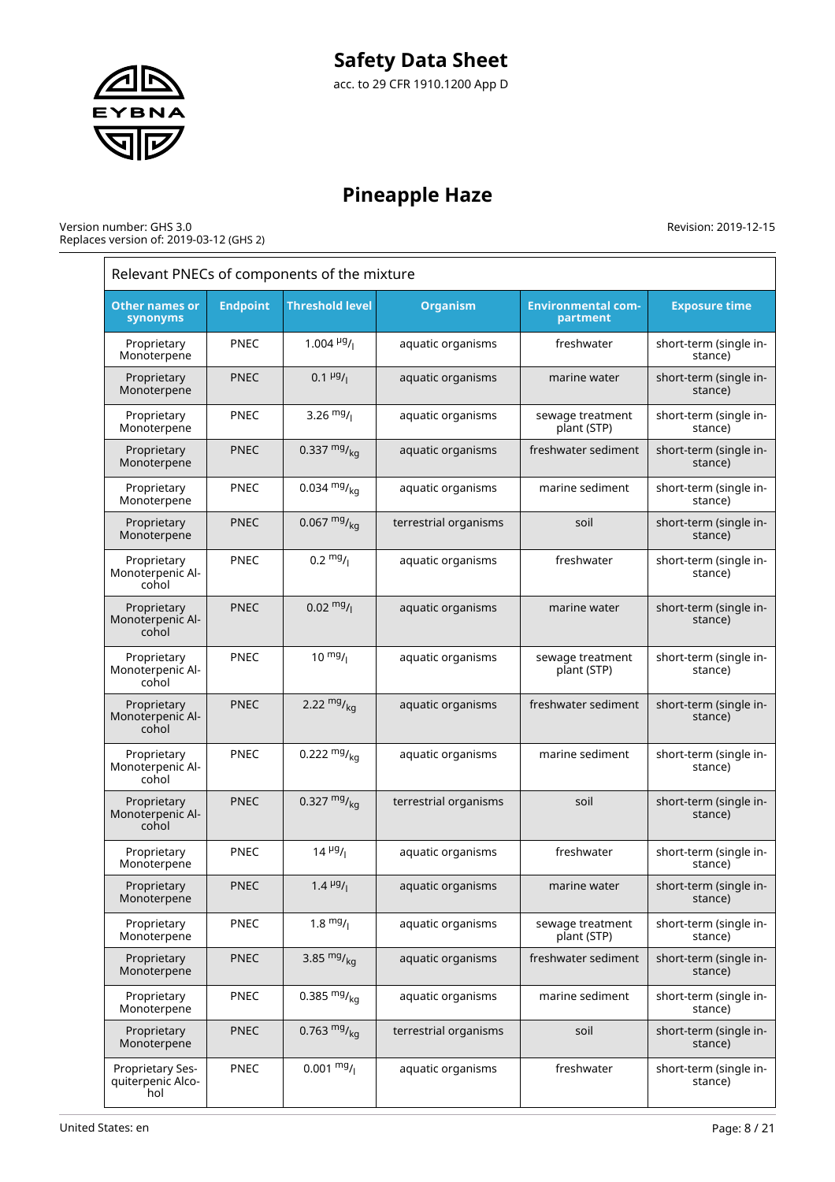# Safety Data Sheet

acc. to 29 CFR 1910.1200 App D

# Pineapple Haze

Version number: GHS 3.0
Replaces version of: 2019-03-12 (GHS 2)

Revision: 2019-12-15

Relevant PNECs of components of the mixture

| Other names or synonyms | Endpoint | Threshold level | Organism | Environmental compartment | Exposure time |
|---|---|---|---|---|---|
| Proprietary Monoterpene | PNEC | 1.004 $^{\mu g}/_{l}$ | aquatic organisms | freshwater | short-term (single instance) |
| Proprietary Monoterpene | PNEC | 0.1 $^{\mu g}/_{l}$ | aquatic organisms | marine water | short-term (single instance) |
| Proprietary Monoterpene | PNEC | 3.26 $^{mg}/_{l}$ | aquatic organisms | sewage treatment plant (STP) | short-term (single instance) |
| Proprietary Monoterpene | PNEC | 0.337 $^{mg}/_{kg}$ | aquatic organisms | freshwater sediment | short-term (single instance) |
| Proprietary Monoterpene | PNEC | 0.034 $^{mg}/_{kg}$ | aquatic organisms | marine sediment | short-term (single instance) |
| Proprietary Monoterpene | PNEC | 0.067 $^{mg}/_{kg}$ | terrestrial organisms | soil | short-term (single instance) |
| Proprietary Monoterpenic Alcohol | PNEC | 0.2 $^{mg}/_{l}$ | aquatic organisms | freshwater | short-term (single instance) |
| Proprietary Monoterpenic Alcohol | PNEC | 0.02 $^{mg}/_{l}$ | aquatic organisms | marine water | short-term (single instance) |
| Proprietary Monoterpenic Alcohol | PNEC | 10 $^{mg}/_{l}$ | aquatic organisms | sewage treatment plant (STP) | short-term (single instance) |
| Proprietary Monoterpenic Alcohol | PNEC | 2.22 $^{mg}/_{kg}$ | aquatic organisms | freshwater sediment | short-term (single instance) |
| Proprietary Monoterpenic Alcohol | PNEC | 0.222 $^{mg}/_{kg}$ | aquatic organisms | marine sediment | short-term (single instance) |
| Proprietary Monoterpenic Alcohol | PNEC | 0.327 $^{mg}/_{kg}$ | terrestrial organisms | soil | short-term (single instance) |
| Proprietary Monoterpene | PNEC | 14 $^{\mu g}/_{l}$ | aquatic organisms | freshwater | short-term (single instance) |
| Proprietary Monoterpene | PNEC | 1.4 $^{\mu g}/_{l}$ | aquatic organisms | marine water | short-term (single instance) |
| Proprietary Monoterpene | PNEC | 1.8 $^{mg}/_{l}$ | aquatic organisms | sewage treatment plant (STP) | short-term (single instance) |
| Proprietary Monoterpene | PNEC | 3.85 $^{mg}/_{kg}$ | aquatic organisms | freshwater sediment | short-term (single instance) |
| Proprietary Monoterpene | PNEC | 0.385 $^{mg}/_{kg}$ | aquatic organisms | marine sediment | short-term (single instance) |
| Proprietary Monoterpene | PNEC | 0.763 $^{mg}/_{kg}$ | terrestrial organisms | soil | short-term (single instance) |
| Proprietary Sesquiterpenic Alcohol | PNEC | 0.001 $^{mg}/_{l}$ | aquatic organisms | freshwater | short-term (single instance) |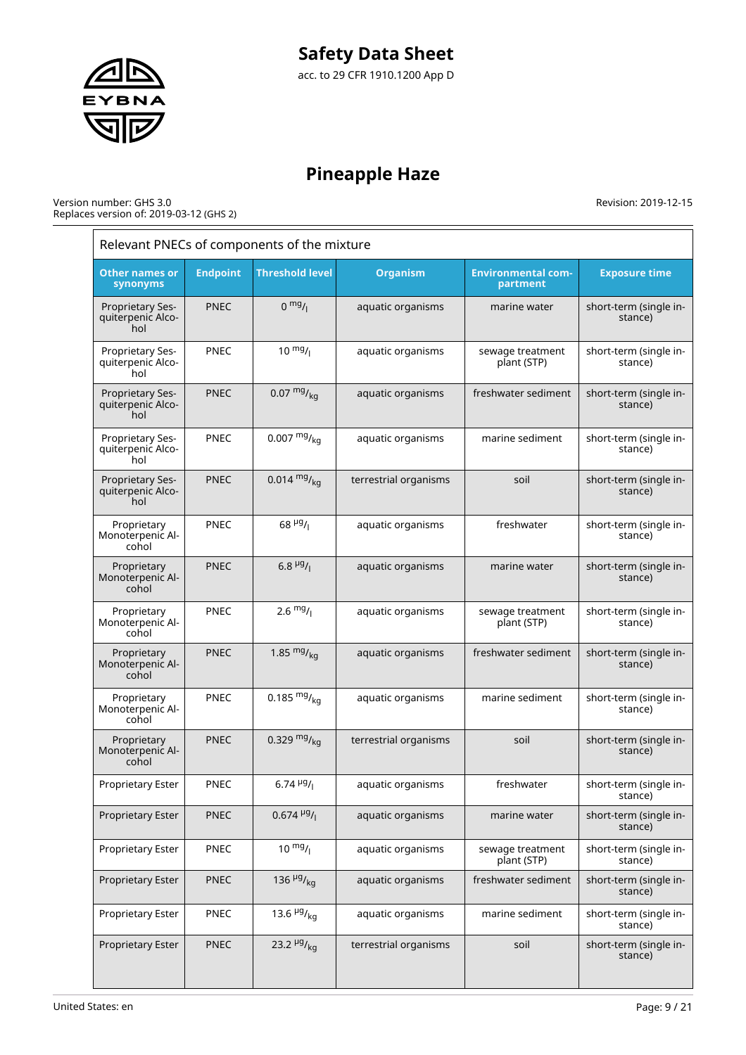# Safety Data Sheet

acc. to 29 CFR 1910.1200 App D

# Pineapple Haze

Version number: GHS 3.0
Replaces version of: 2019-03-12 (GHS 2)

Revision: 2019-12-15

| Relevant PNECs of components of the mixture | | | | | |
|---|---|---|---|---|---|
| **Other names or synonyms** | **Endpoint** | **Threshold level** | **Organism** | **Environmental compartment** | **Exposure time** |
| Proprietary Sesquiterpenic Alcohol | PNEC | 0 $^{mg}/_{l}$ | aquatic organisms | marine water | short-term (single instance) |
| Proprietary Sesquiterpenic Alcohol | PNEC | 10 $^{mg}/_{l}$ | aquatic organisms | sewage treatment plant (STP) | short-term (single instance) |
| Proprietary Sesquiterpenic Alcohol | PNEC | 0.07 $^{mg}/_{kg}$ | aquatic organisms | freshwater sediment | short-term (single instance) |
| Proprietary Sesquiterpenic Alcohol | PNEC | 0.007 $^{mg}/_{kg}$ | aquatic organisms | marine sediment | short-term (single instance) |
| Proprietary Sesquiterpenic Alcohol | PNEC | 0.014 $^{mg}/_{kg}$ | terrestrial organisms | soil | short-term (single instance) |
| Proprietary Monoterpenic Alcohol | PNEC | 68 $^{µg}/_{l}$ | aquatic organisms | freshwater | short-term (single instance) |
| Proprietary Monoterpenic Alcohol | PNEC | 6.8 $^{µg}/_{l}$ | aquatic organisms | marine water | short-term (single instance) |
| Proprietary Monoterpenic Alcohol | PNEC | 2.6 $^{mg}/_{l}$ | aquatic organisms | sewage treatment plant (STP) | short-term (single instance) |
| Proprietary Monoterpenic Alcohol | PNEC | 1.85 $^{mg}/_{kg}$ | aquatic organisms | freshwater sediment | short-term (single instance) |
| Proprietary Monoterpenic Alcohol | PNEC | 0.185 $^{mg}/_{kg}$ | aquatic organisms | marine sediment | short-term (single instance) |
| Proprietary Monoterpenic Alcohol | PNEC | 0.329 $^{mg}/_{kg}$ | terrestrial organisms | soil | short-term (single instance) |
| Proprietary Ester | PNEC | 6.74 $^{µg}/_{l}$ | aquatic organisms | freshwater | short-term (single instance) |
| Proprietary Ester | PNEC | 0.674 $^{µg}/_{l}$ | aquatic organisms | marine water | short-term (single instance) |
| Proprietary Ester | PNEC | 10 $^{mg}/_{l}$ | aquatic organisms | sewage treatment plant (STP) | short-term (single instance) |
| Proprietary Ester | PNEC | 136 $^{µg}/_{kg}$ | aquatic organisms | freshwater sediment | short-term (single instance) |
| Proprietary Ester | PNEC | 13.6 $^{µg}/_{kg}$ | aquatic organisms | marine sediment | short-term (single instance) |
| Proprietary Ester | PNEC | 23.2 $^{µg}/_{kg}$ | terrestrial organisms | soil | short-term (single instance) |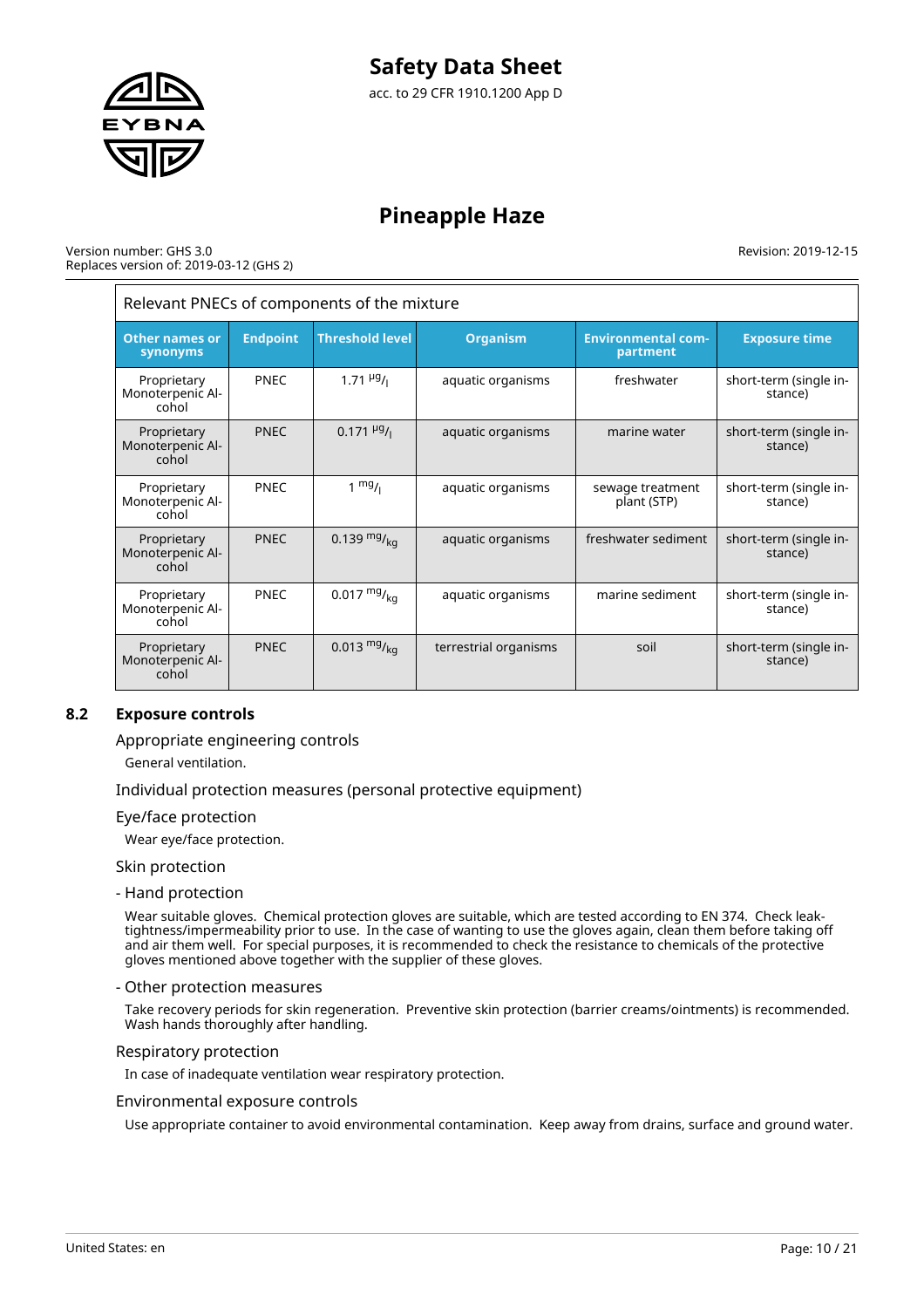| Relevant PNECs of components of the mixture | | | | | |
|---|---|---|---|---|---|
| **Other names or synonyms** | **Endpoint** | **Threshold level** | **Organism** | **Environmental compartment** | **Exposure time** |
| Proprietary Monoterpenic Alcohol | PNEC | 1.71 $^{\mu g}/_{l}$ | aquatic organisms | freshwater | short-term (single instance) |
| Proprietary Monoterpenic Alcohol | PNEC | 0.171 $^{\mu g}/_{l}$ | aquatic organisms | marine water | short-term (single instance) |
| Proprietary Monoterpenic Alcohol | PNEC | 1 $^{mg}/_{l}$ | aquatic organisms | sewage treatment plant (STP) | short-term (single instance) |
| Proprietary Monoterpenic Alcohol | PNEC | 0.139 $^{mg}/_{kg}$ | aquatic organisms | freshwater sediment | short-term (single instance) |
| Proprietary Monoterpenic Alcohol | PNEC | 0.017 $^{mg}/_{kg}$ | aquatic organisms | marine sediment | short-term (single instance) |
| Proprietary Monoterpenic Alcohol | PNEC | 0.013 $^{mg}/_{kg}$ | terrestrial organisms | soil | short-term (single instance) |

## 8.2 Exposure controls

### Appropriate engineering controls

General ventilation.

### Individual protection measures (personal protective equipment)

### Eye/face protection

Wear eye/face protection.

### Skin protection

#### - Hand protection

Wear suitable gloves. Chemical protection gloves are suitable, which are tested according to EN 374. Check leak-tightness/impermeability prior to use. In the case of wanting to use the gloves again, clean them before taking off and air them well. For special purposes, it is recommended to check the resistance to chemicals of the protective gloves mentioned above together with the supplier of these gloves.

#### - Other protection measures

Take recovery periods for skin regeneration. Preventive skin protection (barrier creams/ointments) is recommended. Wash hands thoroughly after handling.

### Respiratory protection

In case of inadequate ventilation wear respiratory protection.

### Environmental exposure controls

Use appropriate container to avoid environmental contamination. Keep away from drains, surface and ground water.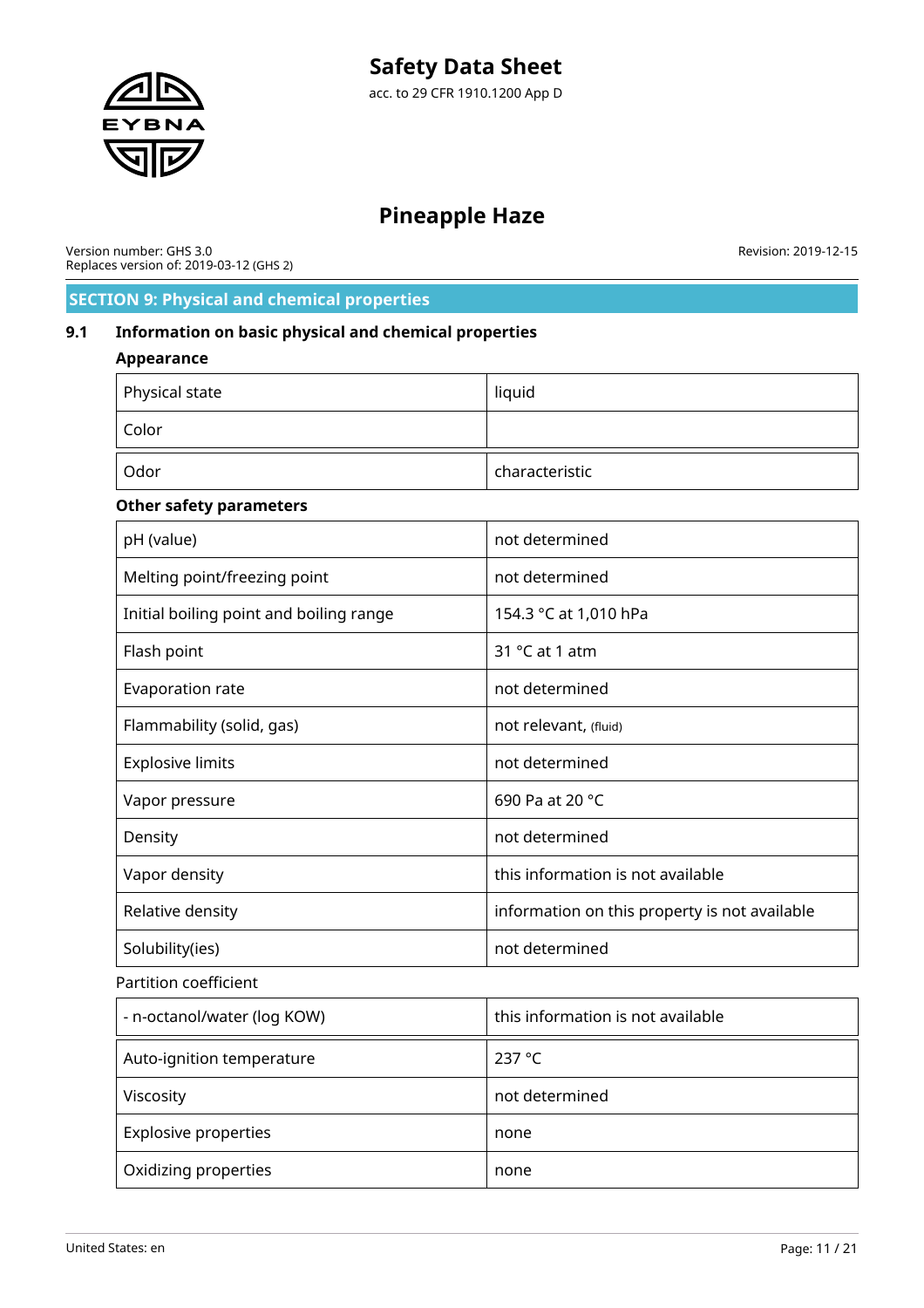## SECTION 9: Physical and chemical properties

### 9.1 Information on basic physical and chemical properties

**Appearance**

| | |
|---|---|
| Physical state | liquid |
| Color | |
| Odor | characteristic |

**Other safety parameters**

| | |
|---|---|
| pH (value) | not determined |
| Melting point/freezing point | not determined |
| Initial boiling point and boiling range | 154.3 °C at 1,010 hPa |
| Flash point | 31 °C at 1 atm |
| Evaporation rate | not determined |
| Flammability (solid, gas) | not relevant, (fluid) |
| Explosive limits | not determined |
| Vapor pressure | 690 Pa at 20 °C |
| Density | not determined |
| Vapor density | this information is not available |
| Relative density | information on this property is not available |
| Solubility(ies) | not determined |

Partition coefficient

| | |
|---|---|
| - n-octanol/water (log KOW) | this information is not available |
| Auto-ignition temperature | 237 °C |
| Viscosity | not determined |
| Explosive properties | none |
| Oxidizing properties | none |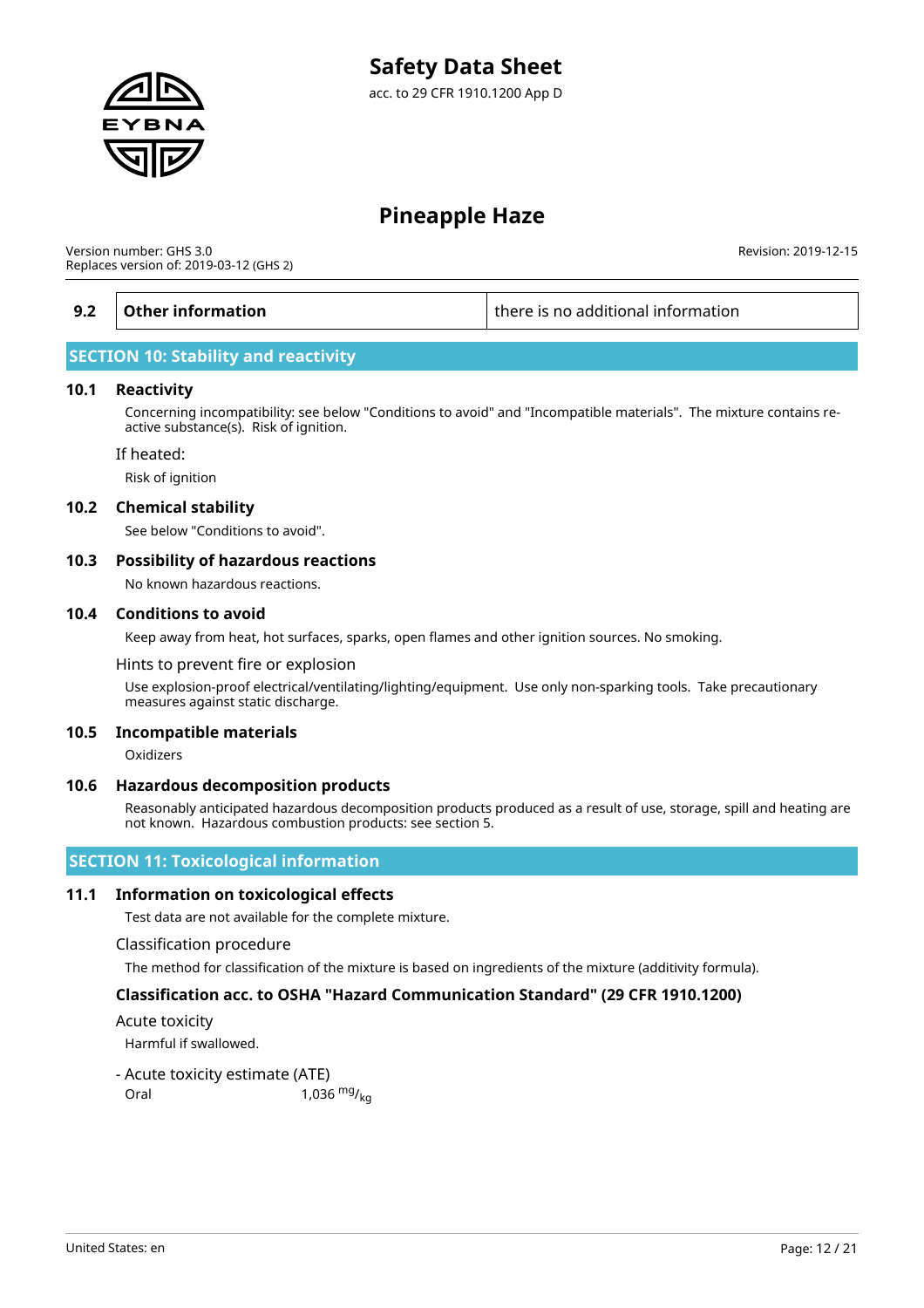| 9.2 | Other information | there is no additional information |
|---|---|---|

## SECTION 10: Stability and reactivity

### 10.1 Reactivity

Concerning incompatibility: see below "Conditions to avoid" and "Incompatible materials". The mixture contains reactive substance(s). Risk of ignition.

If heated:

Risk of ignition

### 10.2 Chemical stability

See below "Conditions to avoid".

### 10.3 Possibility of hazardous reactions

No known hazardous reactions.

### 10.4 Conditions to avoid

Keep away from heat, hot surfaces, sparks, open flames and other ignition sources. No smoking.

Hints to prevent fire or explosion

Use explosion-proof electrical/ventilating/lighting/equipment. Use only non-sparking tools. Take precautionary measures against static discharge.

### 10.5 Incompatible materials

Oxidizers

### 10.6 Hazardous decomposition products

Reasonably anticipated hazardous decomposition products produced as a result of use, storage, spill and heating are not known. Hazardous combustion products: see section 5.

## SECTION 11: Toxicological information

### 11.1 Information on toxicological effects

Test data are not available for the complete mixture.

Classification procedure

The method for classification of the mixture is based on ingredients of the mixture (additivity formula).

**Classification acc. to OSHA "Hazard Communication Standard" (29 CFR 1910.1200)**

Acute toxicity

Harmful if swallowed.

- Acute toxicity estimate (ATE)

Oral 1,036 $^{mg}/_{kg}$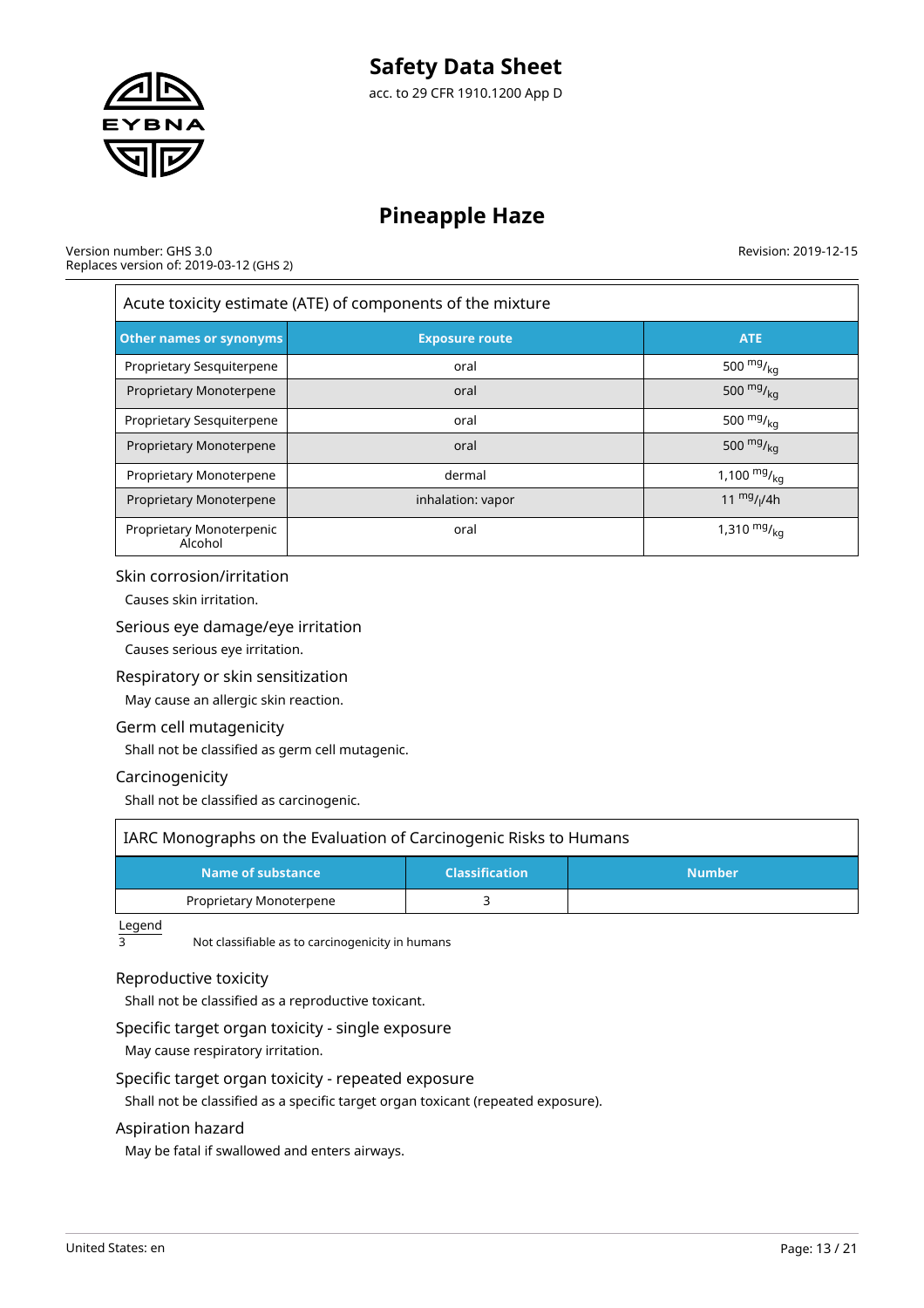| Acute toxicity estimate (ATE) of components of the mixture | | |
|---|---|---|
| **Other names or synonyms** | **Exposure route** | **ATE** |
| Proprietary Sesquiterpene | oral | 500 $^{mg}/_{kg}$ |
| Proprietary Monoterpene | oral | 500 $^{mg}/_{kg}$ |
| Proprietary Sesquiterpene | oral | 500 $^{mg}/_{kg}$ |
| Proprietary Monoterpene | oral | 500 $^{mg}/_{kg}$ |
| Proprietary Monoterpene | dermal | 1,100 $^{mg}/_{kg}$ |
| Proprietary Monoterpene | inhalation: vapor | 11 $^{mg}/_{l}$/4h |
| Proprietary Monoterpenic Alcohol | oral | 1,310 $^{mg}/_{kg}$ |

### Skin corrosion/irritation

Causes skin irritation.

### Serious eye damage/eye irritation

Causes serious eye irritation.

### Respiratory or skin sensitization

May cause an allergic skin reaction.

### Germ cell mutagenicity

Shall not be classified as germ cell mutagenic.

### Carcinogenicity

Shall not be classified as carcinogenic.

| IARC Monographs on the Evaluation of Carcinogenic Risks to Humans | | |
|---|---|---|
| **Name of substance** | **Classification** | **Number** |
| Proprietary Monoterpene | 3 | |

Legend

3 Not classifiable as to carcinogenicity in humans

### Reproductive toxicity

Shall not be classified as a reproductive toxicant.

### Specific target organ toxicity - single exposure

May cause respiratory irritation.

### Specific target organ toxicity - repeated exposure

Shall not be classified as a specific target organ toxicant (repeated exposure).

### Aspiration hazard

May be fatal if swallowed and enters airways.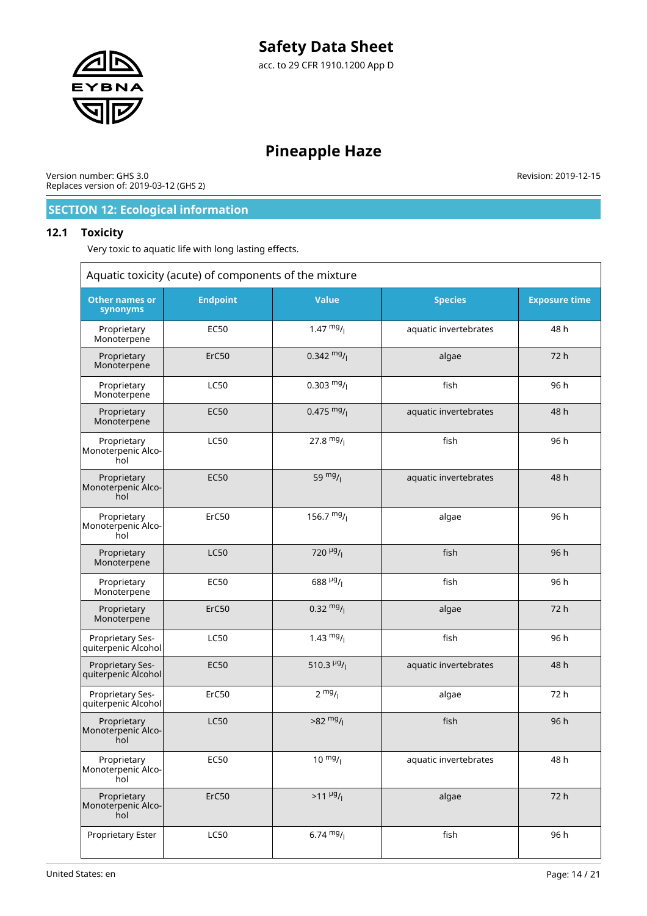# Safety Data Sheet

acc. to 29 CFR 1910.1200 App D

# Pineapple Haze

Version number: GHS 3.0
Replaces version of: 2019-03-12 (GHS 2)

Revision: 2019-12-15

## SECTION 12: Ecological information

### 12.1 Toxicity

Very toxic to aquatic life with long lasting effects.

| Aquatic toxicity (acute) of components of the mixture | | | | |
|---|---|---|---|---|
| Other names or synonyms | Endpoint | Value | Species | Exposure time |
| Proprietary Monoterpene | EC50 | 1.47 $^{mg}/_{l}$ | aquatic invertebrates | 48 h |
| Proprietary Monoterpene | ErC50 | 0.342 $^{mg}/_{l}$ | algae | 72 h |
| Proprietary Monoterpene | LC50 | 0.303 $^{mg}/_{l}$ | fish | 96 h |
| Proprietary Monoterpene | EC50 | 0.475 $^{mg}/_{l}$ | aquatic invertebrates | 48 h |
| Proprietary Monoterpenic Alcohol | LC50 | 27.8 $^{mg}/_{l}$ | fish | 96 h |
| Proprietary Monoterpenic Alcohol | EC50 | 59 $^{mg}/_{l}$ | aquatic invertebrates | 48 h |
| Proprietary Monoterpenic Alcohol | ErC50 | 156.7 $^{mg}/_{l}$ | algae | 96 h |
| Proprietary Monoterpene | LC50 | 720 $^{µg}/_{l}$ | fish | 96 h |
| Proprietary Monoterpene | EC50 | 688 $^{µg}/_{l}$ | fish | 96 h |
| Proprietary Monoterpene | ErC50 | 0.32 $^{mg}/_{l}$ | algae | 72 h |
| Proprietary Sesquiterpenic Alcohol | LC50 | 1.43 $^{mg}/_{l}$ | fish | 96 h |
| Proprietary Sesquiterpenic Alcohol | EC50 | 510.3 $^{µg}/_{l}$ | aquatic invertebrates | 48 h |
| Proprietary Sesquiterpenic Alcohol | ErC50 | 2 $^{mg}/_{l}$ | algae | 72 h |
| Proprietary Monoterpenic Alcohol | LC50 | >82 $^{mg}/_{l}$ | fish | 96 h |
| Proprietary Monoterpenic Alcohol | EC50 | 10 $^{mg}/_{l}$ | aquatic invertebrates | 48 h |
| Proprietary Monoterpenic Alcohol | ErC50 | >11 $^{µg}/_{l}$ | algae | 72 h |
| Proprietary Ester | LC50 | 6.74 $^{mg}/_{l}$ | fish | 96 h |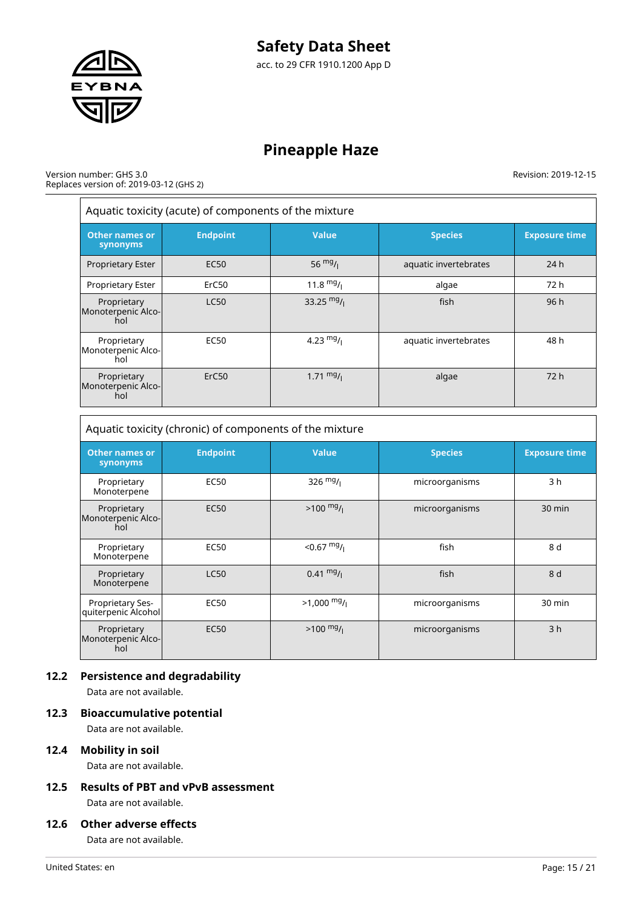**Aquatic toxicity (acute) of components of the mixture**

| Other names or synonyms | Endpoint | Value | Species | Exposure time |
|---|---|---|---|---|
| Proprietary Ester | EC50 | 56 $^{mg}/_{l}$ | aquatic invertebrates | 24 h |
| Proprietary Ester | ErC50 | 11.8 $^{mg}/_{l}$ | algae | 72 h |
| Proprietary Monoterpenic Alcohol | LC50 | 33.25 $^{mg}/_{l}$ | fish | 96 h |
| Proprietary Monoterpenic Alcohol | EC50 | 4.23 $^{mg}/_{l}$ | aquatic invertebrates | 48 h |
| Proprietary Monoterpenic Alcohol | ErC50 | 1.71 $^{mg}/_{l}$ | algae | 72 h |

**Aquatic toxicity (chronic) of components of the mixture**

| Other names or synonyms | Endpoint | Value | Species | Exposure time |
|---|---|---|---|---|
| Proprietary Monoterpene | EC50 | 326 $^{mg}/_{l}$ | microorganisms | 3 h |
| Proprietary Monoterpenic Alcohol | EC50 | >100 $^{mg}/_{l}$ | microorganisms | 30 min |
| Proprietary Monoterpene | EC50 | <0.67 $^{mg}/_{l}$ | fish | 8 d |
| Proprietary Monoterpene | LC50 | 0.41 $^{mg}/_{l}$ | fish | 8 d |
| Proprietary Sesquiterpenic Alcohol | EC50 | >1,000 $^{mg}/_{l}$ | microorganisms | 30 min |
| Proprietary Monoterpenic Alcohol | EC50 | >100 $^{mg}/_{l}$ | microorganisms | 3 h |

## 12.2 Persistence and degradability

Data are not available.

## 12.3 Bioaccumulative potential

Data are not available.

## 12.4 Mobility in soil

Data are not available.

## 12.5 Results of PBT and vPvB assessment

Data are not available.

## 12.6 Other adverse effects

Data are not available.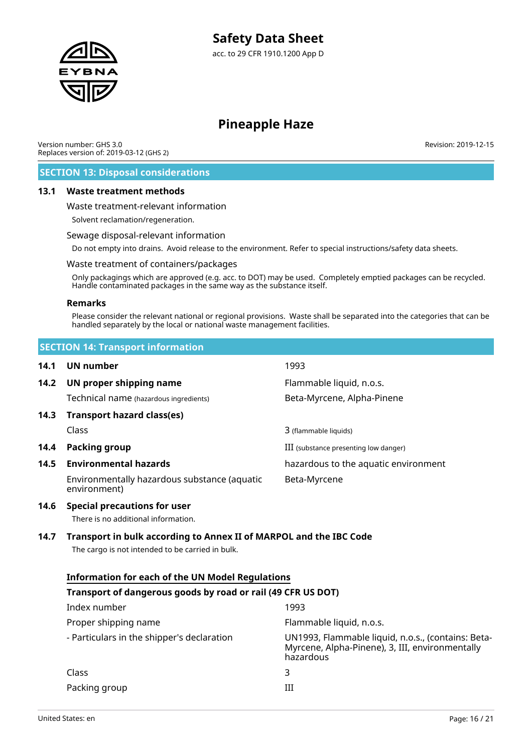## SECTION 13: Disposal considerations

### 13.1 Waste treatment methods

Waste treatment-relevant information

Solvent reclamation/regeneration.

Sewage disposal-relevant information

Do not empty into drains. Avoid release to the environment. Refer to special instructions/safety data sheets.

Waste treatment of containers/packages

Only packagings which are approved (e.g. acc. to DOT) may be used. Completely emptied packages can be recycled. Handle contaminated packages in the same way as the substance itself.

**Remarks**

Please consider the relevant national or regional provisions. Waste shall be separated into the categories that can be handled separately by the local or national waste management facilities.

## SECTION 14: Transport information

| | | |
|---|---|---|
| **14.1** | **UN number** | 1993 |
| **14.2** | **UN proper shipping name** | Flammable liquid, n.o.s. |
| | Technical name (hazardous ingredients) | Beta-Myrcene, Alpha-Pinene |
| **14.3** | **Transport hazard class(es)** | |
| | Class | 3 (flammable liquids) |
| **14.4** | **Packing group** | III (substance presenting low danger) |
| **14.5** | **Environmental hazards** | hazardous to the aquatic environment |
| | Environmentally hazardous substance (aquatic environment) | Beta-Myrcene |

### 14.6 Special precautions for user

There is no additional information.

### 14.7 Transport in bulk according to Annex II of MARPOL and the IBC Code

The cargo is not intended to be carried in bulk.

**Information for each of the UN Model Regulations**

**Transport of dangerous goods by road or rail (49 CFR US DOT)**

| | |
|---|---|
| Index number | 1993 |
| Proper shipping name | Flammable liquid, n.o.s. |
| - Particulars in the shipper's declaration | UN1993, Flammable liquid, n.o.s., (contains: Beta-Myrcene, Alpha-Pinene), 3, III, environmentally hazardous |
| Class | 3 |
| Packing group | III |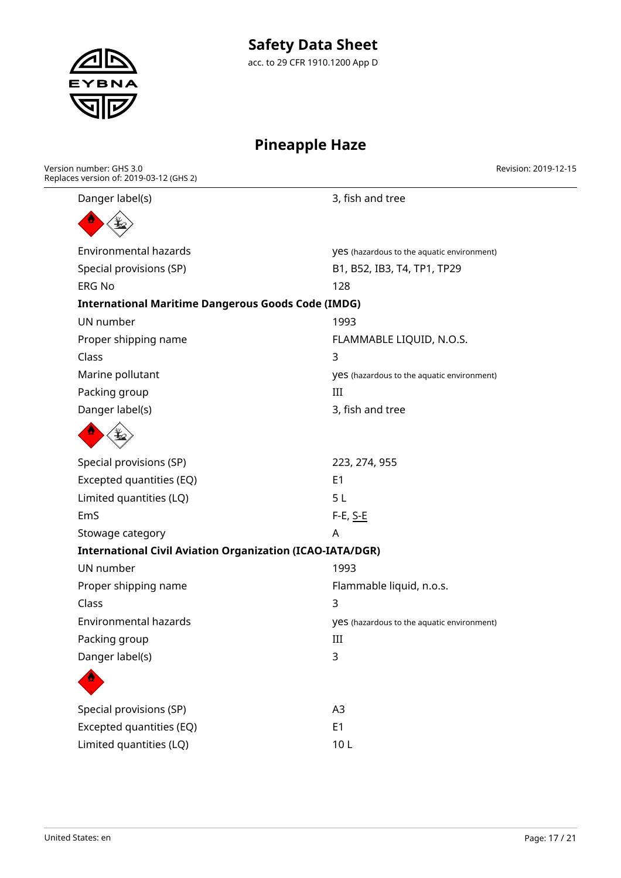| | |
|---|---|
| Danger label(s) | 3, fish and tree |
| Environmental hazards | yes (hazardous to the aquatic environment) |
| Special provisions (SP) | B1, B52, IB3, T4, TP1, TP29 |
| ERG No | 128 |

**International Maritime Dangerous Goods Code (IMDG)**

| | |
|---|---|
| UN number | 1993 |
| Proper shipping name | FLAMMABLE LIQUID, N.O.S. |
| Class | 3 |
| Marine pollutant | yes (hazardous to the aquatic environment) |
| Packing group | III |
| Danger label(s) | 3, fish and tree |
| Special provisions (SP) | 223, 274, 955 |
| Excepted quantities (EQ) | E1 |
| Limited quantities (LQ) | 5 L |
| EmS | F-E, S-E |
| Stowage category | A |

**International Civil Aviation Organization (ICAO-IATA/DGR)**

| | |
|---|---|
| UN number | 1993 |
| Proper shipping name | Flammable liquid, n.o.s. |
| Class | 3 |
| Environmental hazards | yes (hazardous to the aquatic environment) |
| Packing group | III |
| Danger label(s) | 3 |
| Special provisions (SP) | A3 |
| Excepted quantities (EQ) | E1 |
| Limited quantities (LQ) | 10 L |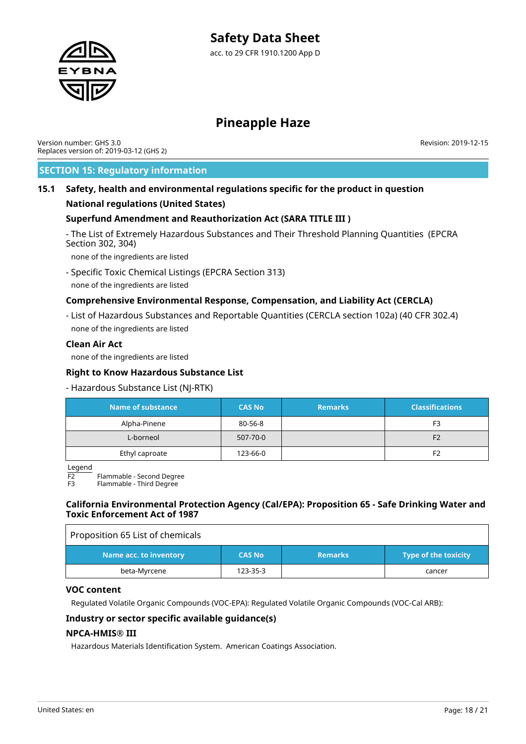## SECTION 15: Regulatory information

### 15.1 Safety, health and environmental regulations specific for the product in question

**National regulations (United States)**

**Superfund Amendment and Reauthorization Act (SARA TITLE III )**

- The List of Extremely Hazardous Substances and Their Threshold Planning Quantities (EPCRA Section 302, 304)

none of the ingredients are listed

- Specific Toxic Chemical Listings (EPCRA Section 313)

none of the ingredients are listed

**Comprehensive Environmental Response, Compensation, and Liability Act (CERCLA)**

- List of Hazardous Substances and Reportable Quantities (CERCLA section 102a) (40 CFR 302.4)

none of the ingredients are listed

**Clean Air Act**

none of the ingredients are listed

**Right to Know Hazardous Substance List**

- Hazardous Substance List (NJ-RTK)

| Name of substance | CAS No | Remarks | Classifications |
|---|---|---|---|
| Alpha-Pinene | 80-56-8 | | F3 |
| L-borneol | 507-70-0 | | F2 |
| Ethyl caproate | 123-66-0 | | F2 |

Legend
F2 Flammable - Second Degree
F3 Flammable - Third Degree

**California Environmental Protection Agency (Cal/EPA): Proposition 65 - Safe Drinking Water and Toxic Enforcement Act of 1987**

Proposition 65 List of chemicals

| Name acc. to inventory | CAS No | Remarks | Type of the toxicity |
|---|---|---|---|
| beta-Myrcene | 123-35-3 | | cancer |

**VOC content**

Regulated Volatile Organic Compounds (VOC-EPA): Regulated Volatile Organic Compounds (VOC-Cal ARB):

**Industry or sector specific available guidance(s)**

**NPCA-HMIS® III**

Hazardous Materials Identification System. American Coatings Association.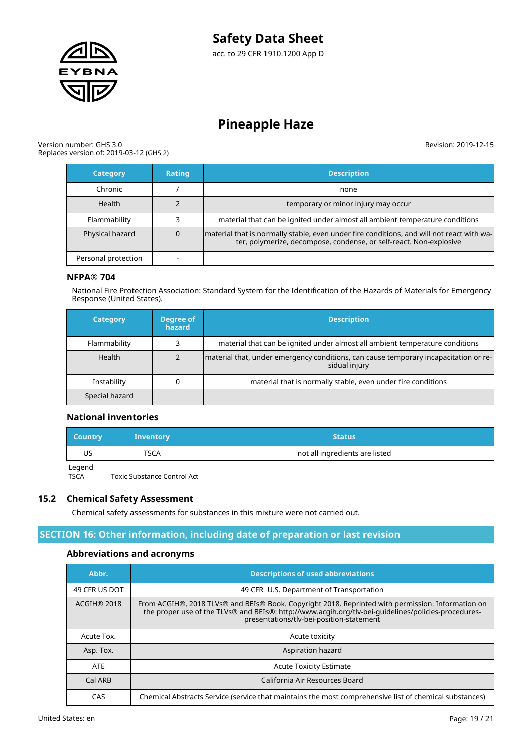| Category | Rating | Description |
|---|---|---|
| Chronic | / | none |
| Health | 2 | temporary or minor injury may occur |
| Flammability | 3 | material that can be ignited under almost all ambient temperature conditions |
| Physical hazard | 0 | material that is normally stable, even under fire conditions, and will not react with water, polymerize, decompose, condense, or self-react. Non-explosive |
| Personal protection | - | |

### NFPA® 704

National Fire Protection Association: Standard System for the Identification of the Hazards of Materials for Emergency Response (United States).

| Category | Degree of hazard | Description |
|---|---|---|
| Flammability | 3 | material that can be ignited under almost all ambient temperature conditions |
| Health | 2 | material that, under emergency conditions, can cause temporary incapacitation or residual injury |
| Instability | 0 | material that is normally stable, even under fire conditions |
| Special hazard | | |

### National inventories

| Country | Inventory | Status |
|---|---|---|
| US | TSCA | not all ingredients are listed |

Legend
TSCA Toxic Substance Control Act

## 15.2 Chemical Safety Assessment

Chemical safety assessments for substances in this mixture were not carried out.

## SECTION 16: Other information, including date of preparation or last revision

### Abbreviations and acronyms

| Abbr. | Descriptions of used abbreviations |
|---|---|
| 49 CFR US DOT | 49 CFR U.S. Department of Transportation |
| ACGIH® 2018 | From ACGIH®, 2018 TLVs® and BEIs® Book. Copyright 2018. Reprinted with permission. Information on the proper use of the TLVs® and BEIs®: http://www.acgih.org/tlv-bei-guidelines/policies-procedures-presentations/tlv-bei-position-statement |
| Acute Tox. | Acute toxicity |
| Asp. Tox. | Aspiration hazard |
| ATE | Acute Toxicity Estimate |
| Cal ARB | California Air Resources Board |
| CAS | Chemical Abstracts Service (service that maintains the most comprehensive list of chemical substances) |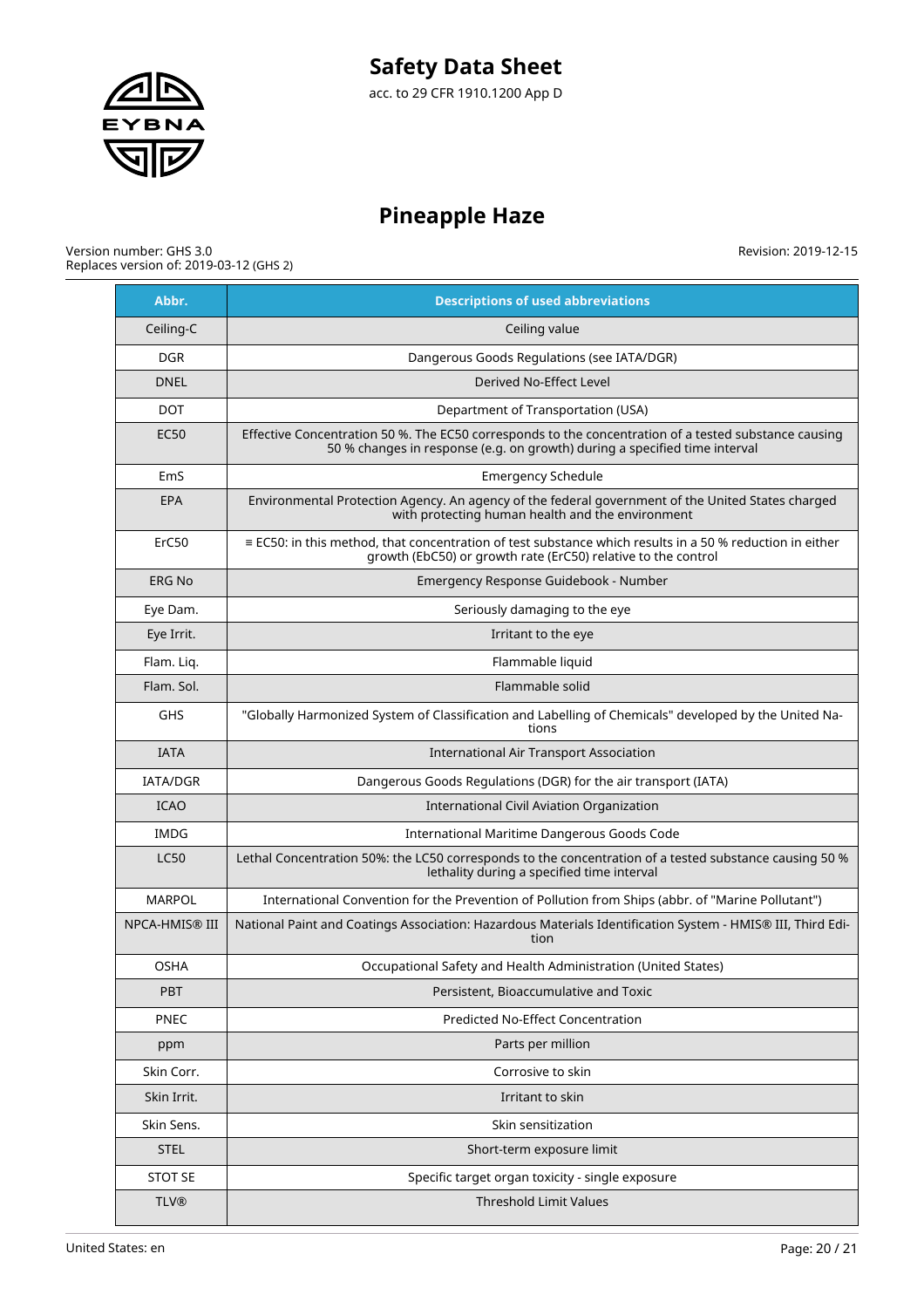| Abbr. | Descriptions of used abbreviations |
|---|---|
| Ceiling-C | Ceiling value |
| DGR | Dangerous Goods Regulations (see IATA/DGR) |
| DNEL | Derived No-Effect Level |
| DOT | Department of Transportation (USA) |
| EC50 | Effective Concentration 50 %. The EC50 corresponds to the concentration of a tested substance causing 50 % changes in response (e.g. on growth) during a specified time interval |
| EmS | Emergency Schedule |
| EPA | Environmental Protection Agency. An agency of the federal government of the United States charged with protecting human health and the environment |
| ErC50 | ≡ EC50: in this method, that concentration of test substance which results in a 50 % reduction in either growth (EbC50) or growth rate (ErC50) relative to the control |
| ERG No | Emergency Response Guidebook - Number |
| Eye Dam. | Seriously damaging to the eye |
| Eye Irrit. | Irritant to the eye |
| Flam. Liq. | Flammable liquid |
| Flam. Sol. | Flammable solid |
| GHS | "Globally Harmonized System of Classification and Labelling of Chemicals" developed by the United Nations |
| IATA | International Air Transport Association |
| IATA/DGR | Dangerous Goods Regulations (DGR) for the air transport (IATA) |
| ICAO | International Civil Aviation Organization |
| IMDG | International Maritime Dangerous Goods Code |
| LC50 | Lethal Concentration 50%: the LC50 corresponds to the concentration of a tested substance causing 50 % lethality during a specified time interval |
| MARPOL | International Convention for the Prevention of Pollution from Ships (abbr. of "Marine Pollutant") |
| NPCA-HMIS® III | National Paint and Coatings Association: Hazardous Materials Identification System - HMIS® III, Third Edition |
| OSHA | Occupational Safety and Health Administration (United States) |
| PBT | Persistent, Bioaccumulative and Toxic |
| PNEC | Predicted No-Effect Concentration |
| ppm | Parts per million |
| Skin Corr. | Corrosive to skin |
| Skin Irrit. | Irritant to skin |
| Skin Sens. | Skin sensitization |
| STEL | Short-term exposure limit |
| STOT SE | Specific target organ toxicity - single exposure |
| TLV® | Threshold Limit Values |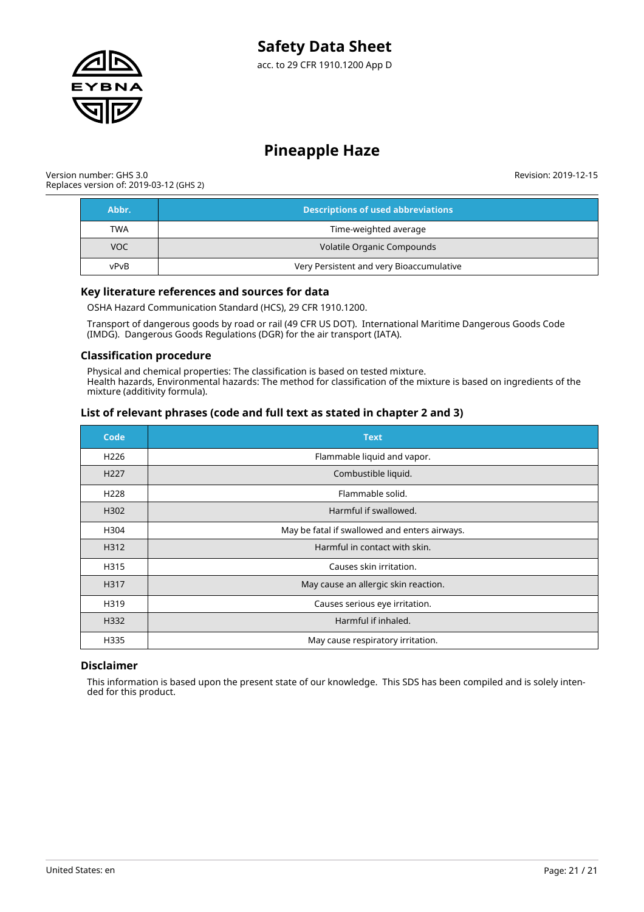| Abbr. | Descriptions of used abbreviations |
|---|---|
| TWA | Time-weighted average |
| VOC | Volatile Organic Compounds |
| vPvB | Very Persistent and very Bioaccumulative |

### Key literature references and sources for data

OSHA Hazard Communication Standard (HCS), 29 CFR 1910.1200.

Transport of dangerous goods by road or rail (49 CFR US DOT). International Maritime Dangerous Goods Code (IMDG). Dangerous Goods Regulations (DGR) for the air transport (IATA).

### Classification procedure

Physical and chemical properties: The classification is based on tested mixture.
Health hazards, Environmental hazards: The method for classification of the mixture is based on ingredients of the mixture (additivity formula).

### List of relevant phrases (code and full text as stated in chapter 2 and 3)

| Code | Text |
|---|---|
| H226 | Flammable liquid and vapor. |
| H227 | Combustible liquid. |
| H228 | Flammable solid. |
| H302 | Harmful if swallowed. |
| H304 | May be fatal if swallowed and enters airways. |
| H312 | Harmful in contact with skin. |
| H315 | Causes skin irritation. |
| H317 | May cause an allergic skin reaction. |
| H319 | Causes serious eye irritation. |
| H332 | Harmful if inhaled. |
| H335 | May cause respiratory irritation. |

### Disclaimer

This information is based upon the present state of our knowledge. This SDS has been compiled and is solely intended for this product.